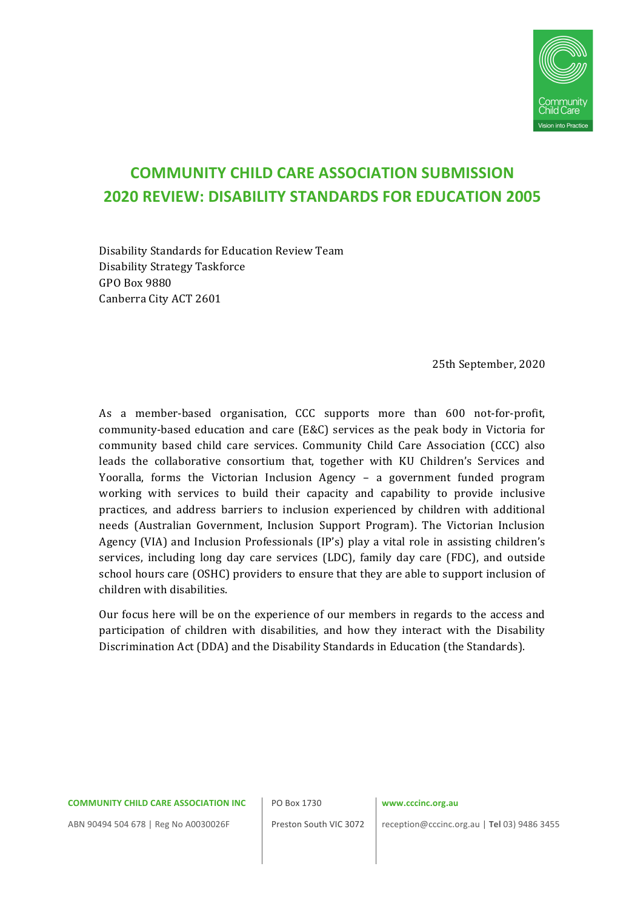# COMMUNITY CHILD CARE ASSOCIATION SUBMISSION
# 2020 REVIEW: DISABILITY STANDARDS FOR EDUCATION 2005

Disability Standards for Education Review Team
Disability Strategy Taskforce
GPO Box 9880
Canberra City ACT 2601

25th September, 2020

As a member-based organisation, CCC supports more than 600 not-for-profit, community-based education and care (E&C) services as the peak body in Victoria for community based child care services. Community Child Care Association (CCC) also leads the collaborative consortium that, together with KU Children's Services and Yooralla, forms the Victorian Inclusion Agency – a government funded program working with services to build their capacity and capability to provide inclusive practices, and address barriers to inclusion experienced by children with additional needs (Australian Government, Inclusion Support Program). The Victorian Inclusion Agency (VIA) and Inclusion Professionals (IP's) play a vital role in assisting children's services, including long day care services (LDC), family day care (FDC), and outside school hours care (OSHC) providers to ensure that they are able to support inclusion of children with disabilities.

Our focus here will be on the experience of our members in regards to the access and participation of children with disabilities, and how they interact with the Disability Discrimination Act (DDA) and the Disability Standards in Education (the Standards).

**COMMUNITY CHILD CARE ASSOCIATION INC**
ABN 90494 504 678 | Reg No A0030026F

PO Box 1730
Preston South VIC 3072

**www.cccinc.org.au**
reception@cccinc.org.au | **Tel** 03) 9486 3455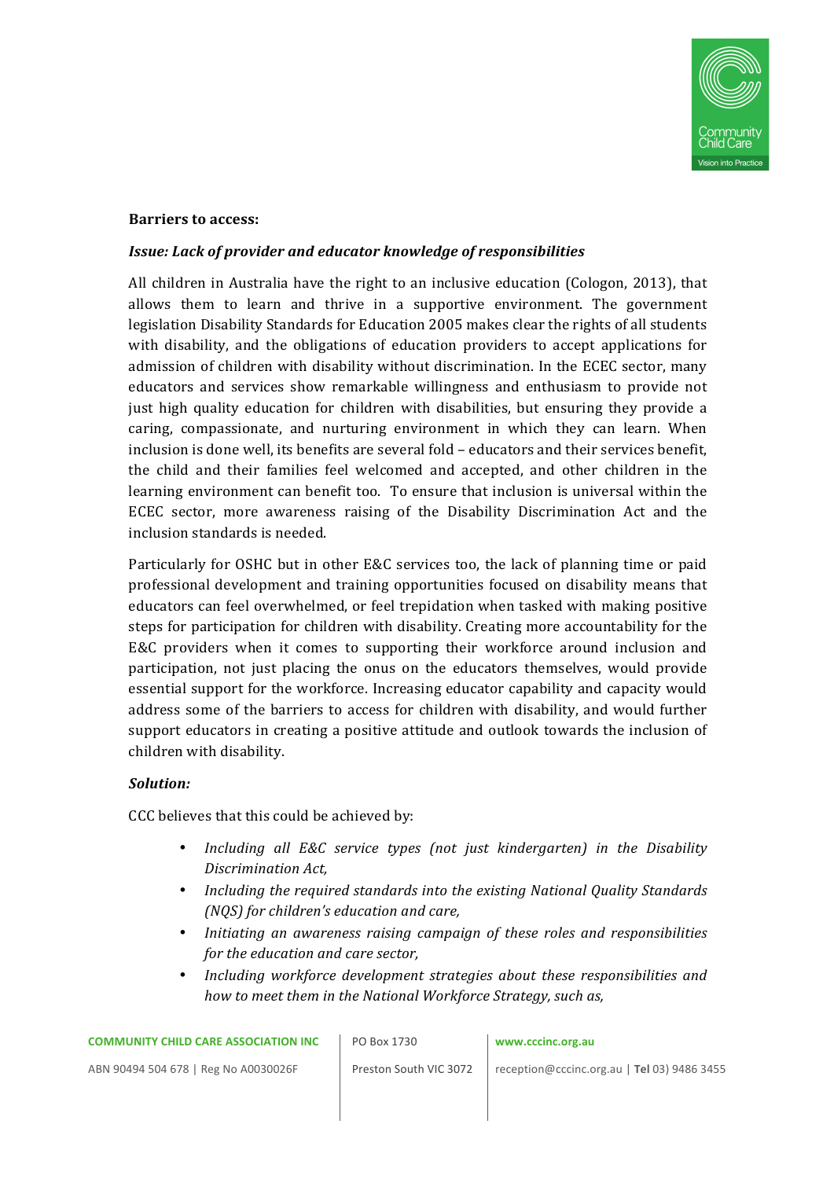**Barriers to access:**

***Issue: Lack of provider and educator knowledge of responsibilities***

All children in Australia have the right to an inclusive education (Cologon, 2013), that allows them to learn and thrive in a supportive environment. The government legislation Disability Standards for Education 2005 makes clear the rights of all students with disability, and the obligations of education providers to accept applications for admission of children with disability without discrimination. In the ECEC sector, many educators and services show remarkable willingness and enthusiasm to provide not just high quality education for children with disabilities, but ensuring they provide a caring, compassionate, and nurturing environment in which they can learn. When inclusion is done well, its benefits are several fold – educators and their services benefit, the child and their families feel welcomed and accepted, and other children in the learning environment can benefit too. To ensure that inclusion is universal within the ECEC sector, more awareness raising of the Disability Discrimination Act and the inclusion standards is needed.

Particularly for OSHC but in other E&C services too, the lack of planning time or paid professional development and training opportunities focused on disability means that educators can feel overwhelmed, or feel trepidation when tasked with making positive steps for participation for children with disability. Creating more accountability for the E&C providers when it comes to supporting their workforce around inclusion and participation, not just placing the onus on the educators themselves, would provide essential support for the workforce. Increasing educator capability and capacity would address some of the barriers to access for children with disability, and would further support educators in creating a positive attitude and outlook towards the inclusion of children with disability.

***Solution:***

CCC believes that this could be achieved by:

- *Including all E&C service types (not just kindergarten) in the Disability Discrimination Act,*
- *Including the required standards into the existing National Quality Standards (NQS) for children's education and care,*
- *Initiating an awareness raising campaign of these roles and responsibilities for the education and care sector,*
- *Including workforce development strategies about these responsibilities and how to meet them in the National Workforce Strategy, such as,*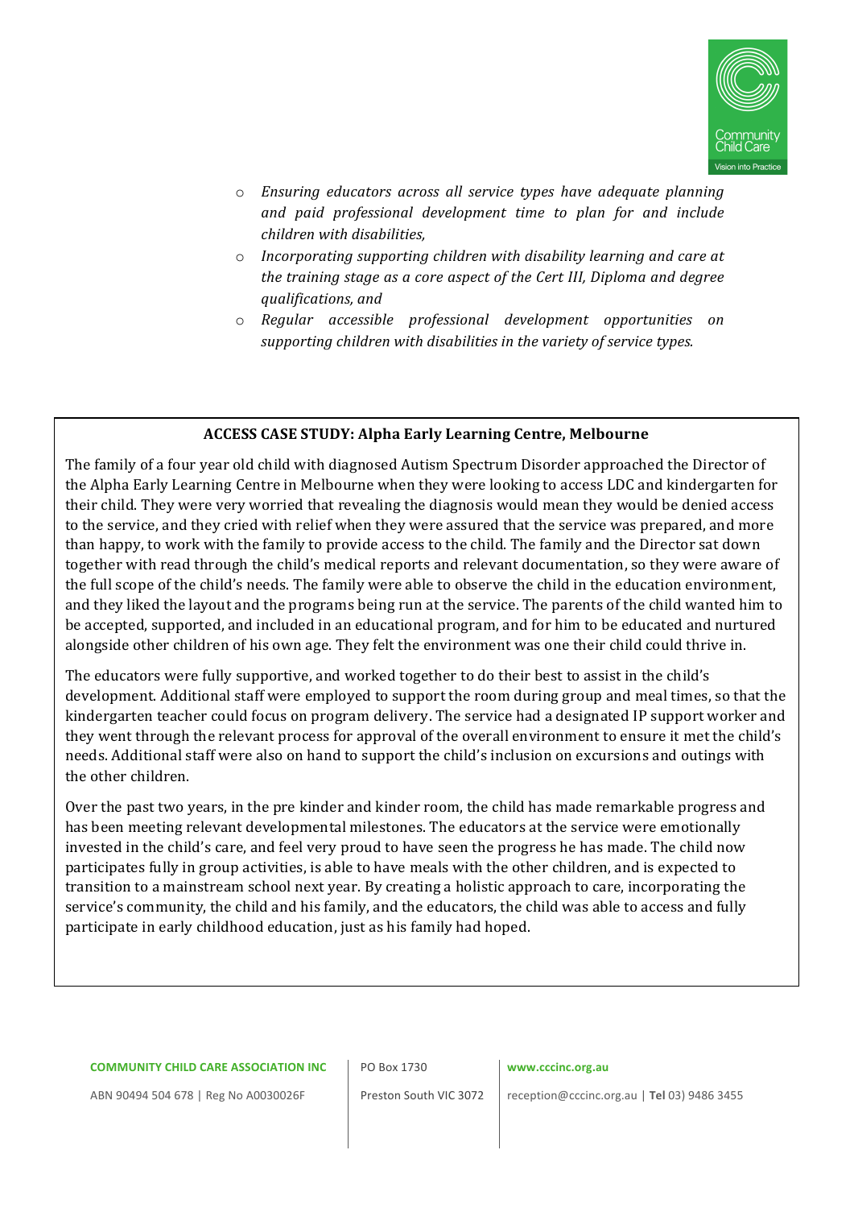- *Ensuring educators across all service types have adequate planning and paid professional development time to plan for and include children with disabilities,*
- *Incorporating supporting children with disability learning and care at the training stage as a core aspect of the Cert III, Diploma and degree qualifications, and*
- *Regular accessible professional development opportunities on supporting children with disabilities in the variety of service types.*

**ACCESS CASE STUDY: Alpha Early Learning Centre, Melbourne**

The family of a four year old child with diagnosed Autism Spectrum Disorder approached the Director of the Alpha Early Learning Centre in Melbourne when they were looking to access LDC and kindergarten for their child. They were very worried that revealing the diagnosis would mean they would be denied access to the service, and they cried with relief when they were assured that the service was prepared, and more than happy, to work with the family to provide access to the child. The family and the Director sat down together with read through the child's medical reports and relevant documentation, so they were aware of the full scope of the child's needs. The family were able to observe the child in the education environment, and they liked the layout and the programs being run at the service. The parents of the child wanted him to be accepted, supported, and included in an educational program, and for him to be educated and nurtured alongside other children of his own age. They felt the environment was one their child could thrive in.

The educators were fully supportive, and worked together to do their best to assist in the child's development. Additional staff were employed to support the room during group and meal times, so that the kindergarten teacher could focus on program delivery. The service had a designated IP support worker and they went through the relevant process for approval of the overall environment to ensure it met the child's needs. Additional staff were also on hand to support the child's inclusion on excursions and outings with the other children.

Over the past two years, in the pre kinder and kinder room, the child has made remarkable progress and has been meeting relevant developmental milestones. The educators at the service were emotionally invested in the child's care, and feel very proud to have seen the progress he has made. The child now participates fully in group activities, is able to have meals with the other children, and is expected to transition to a mainstream school next year. By creating a holistic approach to care, incorporating the service's community, the child and his family, and the educators, the child was able to access and fully participate in early childhood education, just as his family had hoped.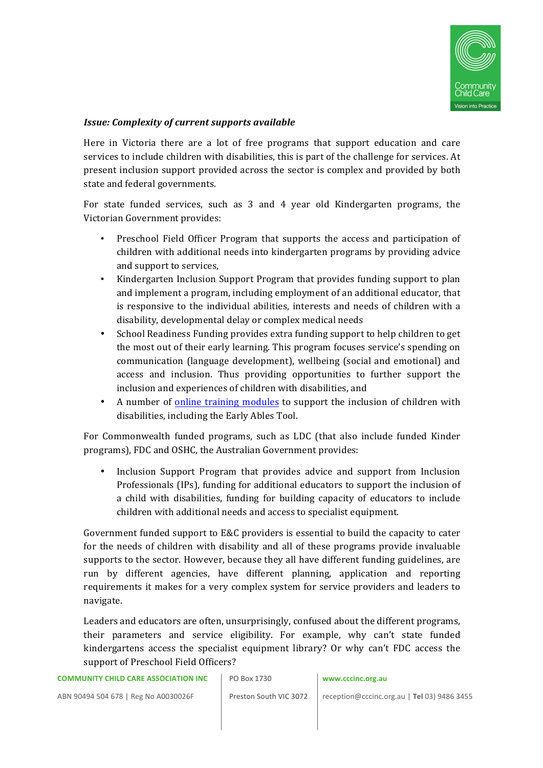***Issue: Complexity of current supports available***

Here in Victoria there are a lot of free programs that support education and care services to include children with disabilities, this is part of the challenge for services. At present inclusion support provided across the sector is complex and provided by both state and federal governments.

For state funded services, such as 3 and 4 year old Kindergarten programs, the Victorian Government provides:

- Preschool Field Officer Program that supports the access and participation of children with additional needs into kindergarten programs by providing advice and support to services,
- Kindergarten Inclusion Support Program that provides funding support to plan and implement a program, including employment of an additional educator, that is responsive to the individual abilities, interests and needs of children with a disability, developmental delay or complex medical needs
- School Readiness Funding provides extra funding support to help children to get the most out of their early learning. This program focuses service's spending on communication (language development), wellbeing (social and emotional) and access and inclusion. Thus providing opportunities to further support the inclusion and experiences of children with disabilities, and
- A number of [online training modules](online training modules) to support the inclusion of children with disabilities, including the Early Ables Tool.

For Commonwealth funded programs, such as LDC (that also include funded Kinder programs), FDC and OSHC, the Australian Government provides:

- Inclusion Support Program that provides advice and support from Inclusion Professionals (IPs), funding for additional educators to support the inclusion of a child with disabilities, funding for building capacity of educators to include children with additional needs and access to specialist equipment.

Government funded support to E&C providers is essential to build the capacity to cater for the needs of children with disability and all of these programs provide invaluable supports to the sector. However, because they all have different funding guidelines, are run by different agencies, have different planning, application and reporting requirements it makes for a very complex system for service providers and leaders to navigate.

Leaders and educators are often, unsurprisingly, confused about the different programs, their parameters and service eligibility. For example, why can't state funded kindergartens access the specialist equipment library? Or why can't FDC access the support of Preschool Field Officers?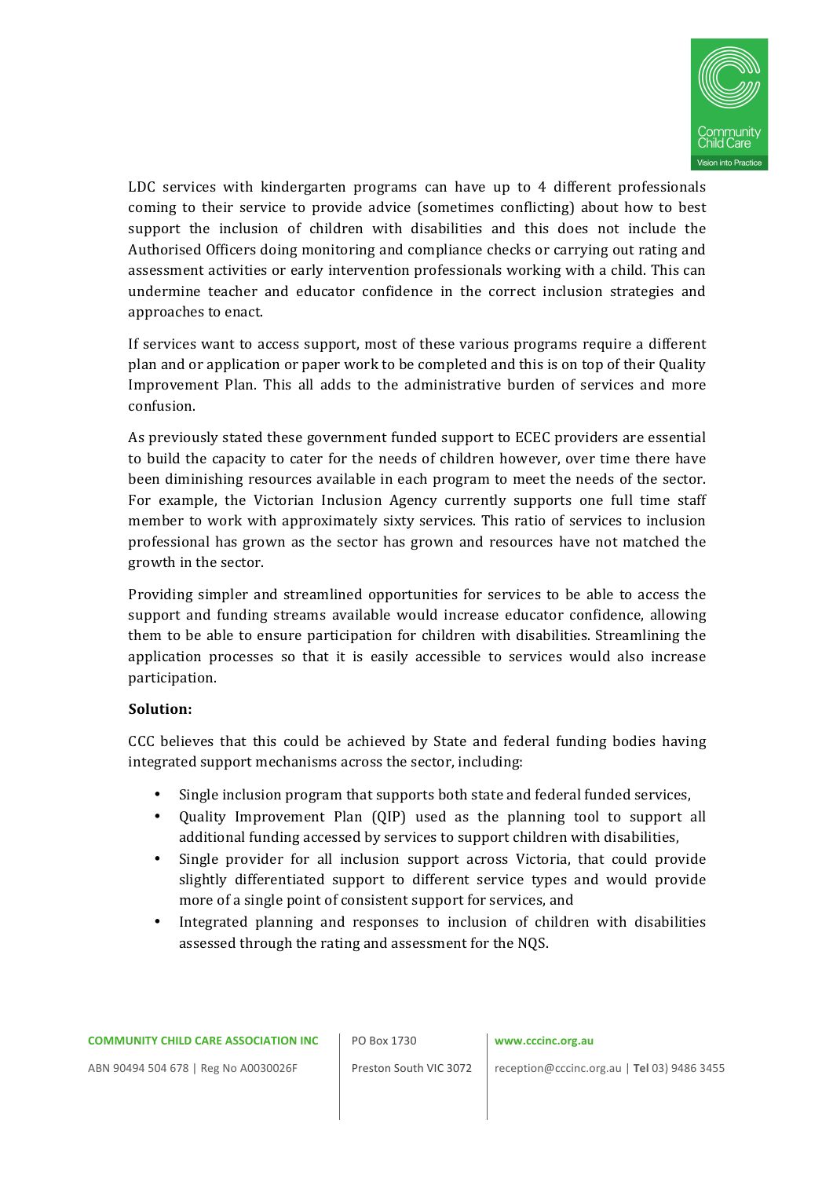LDC services with kindergarten programs can have up to 4 different professionals coming to their service to provide advice (sometimes conflicting) about how to best support the inclusion of children with disabilities and this does not include the Authorised Officers doing monitoring and compliance checks or carrying out rating and assessment activities or early intervention professionals working with a child. This can undermine teacher and educator confidence in the correct inclusion strategies and approaches to enact.

If services want to access support, most of these various programs require a different plan and or application or paper work to be completed and this is on top of their Quality Improvement Plan. This all adds to the administrative burden of services and more confusion.

As previously stated these government funded support to ECEC providers are essential to build the capacity to cater for the needs of children however, over time there have been diminishing resources available in each program to meet the needs of the sector. For example, the Victorian Inclusion Agency currently supports one full time staff member to work with approximately sixty services. This ratio of services to inclusion professional has grown as the sector has grown and resources have not matched the growth in the sector.

Providing simpler and streamlined opportunities for services to be able to access the support and funding streams available would increase educator confidence, allowing them to be able to ensure participation for children with disabilities. Streamlining the application processes so that it is easily accessible to services would also increase participation.

**Solution:**

CCC believes that this could be achieved by State and federal funding bodies having integrated support mechanisms across the sector, including:

- Single inclusion program that supports both state and federal funded services,
- Quality Improvement Plan (QIP) used as the planning tool to support all additional funding accessed by services to support children with disabilities,
- Single provider for all inclusion support across Victoria, that could provide slightly differentiated support to different service types and would provide more of a single point of consistent support for services, and
- Integrated planning and responses to inclusion of children with disabilities assessed through the rating and assessment for the NQS.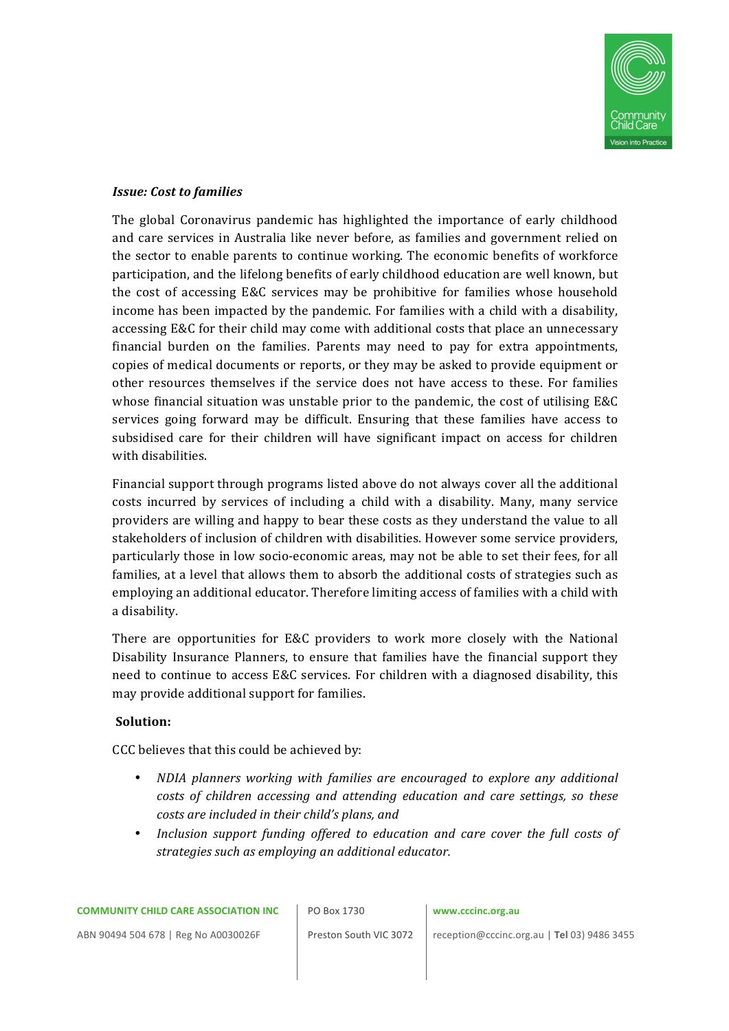***Issue: Cost to families***

The global Coronavirus pandemic has highlighted the importance of early childhood and care services in Australia like never before, as families and government relied on the sector to enable parents to continue working. The economic benefits of workforce participation, and the lifelong benefits of early childhood education are well known, but the cost of accessing E&C services may be prohibitive for families whose household income has been impacted by the pandemic. For families with a child with a disability, accessing E&C for their child may come with additional costs that place an unnecessary financial burden on the families. Parents may need to pay for extra appointments, copies of medical documents or reports, or they may be asked to provide equipment or other resources themselves if the service does not have access to these. For families whose financial situation was unstable prior to the pandemic, the cost of utilising E&C services going forward may be difficult. Ensuring that these families have access to subsidised care for their children will have significant impact on access for children with disabilities.

Financial support through programs listed above do not always cover all the additional costs incurred by services of including a child with a disability. Many, many service providers are willing and happy to bear these costs as they understand the value to all stakeholders of inclusion of children with disabilities. However some service providers, particularly those in low socio-economic areas, may not be able to set their fees, for all families, at a level that allows them to absorb the additional costs of strategies such as employing an additional educator. Therefore limiting access of families with a child with a disability.

There are opportunities for E&C providers to work more closely with the National Disability Insurance Planners, to ensure that families have the financial support they need to continue to access E&C services. For children with a diagnosed disability, this may provide additional support for families.

**Solution:**

CCC believes that this could be achieved by:

- *NDIA planners working with families are encouraged to explore any additional costs of children accessing and attending education and care settings, so these costs are included in their child's plans, and*
- *Inclusion support funding offered to education and care cover the full costs of strategies such as employing an additional educator.*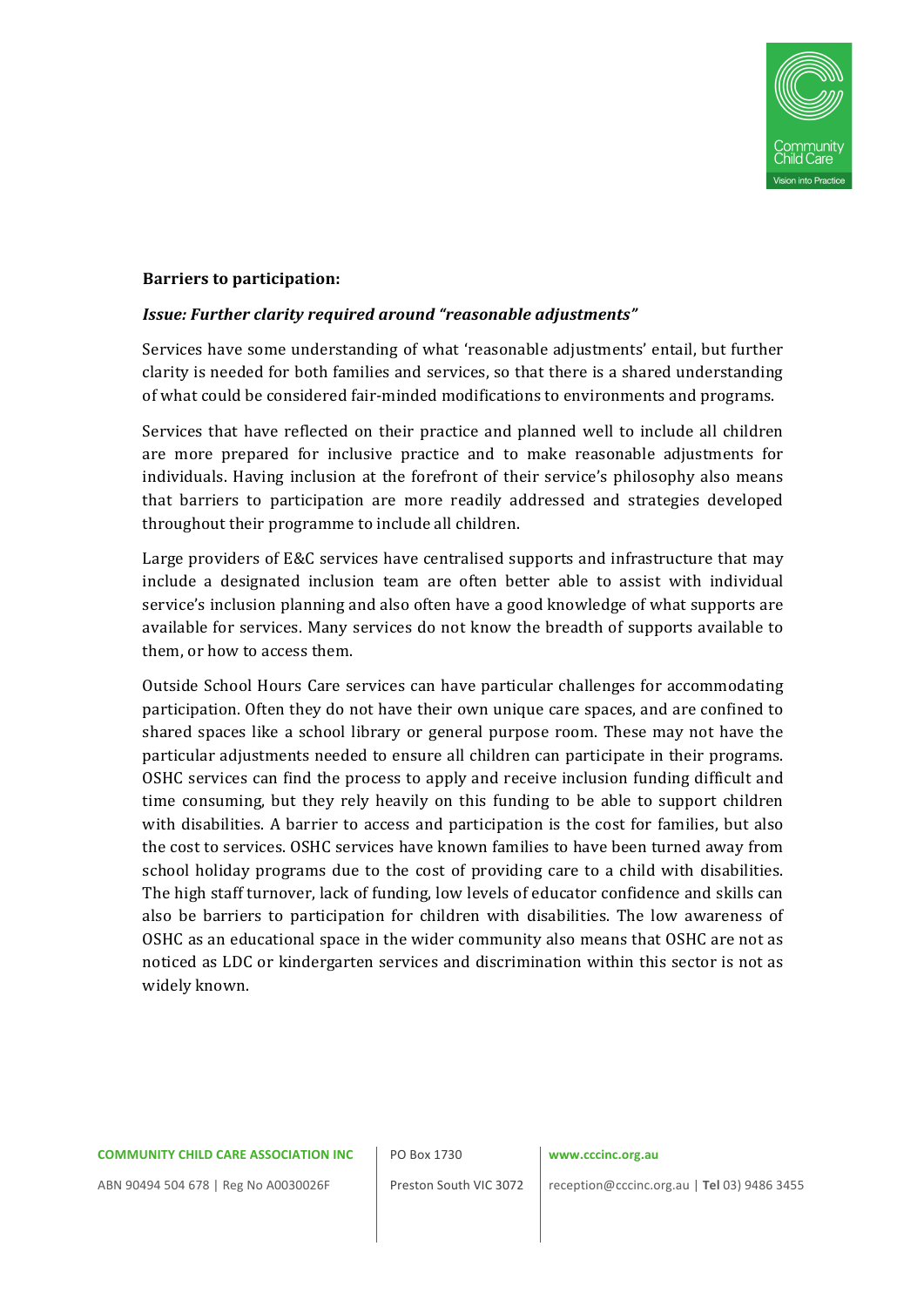**Barriers to participation:**

***Issue: Further clarity required around "reasonable adjustments"***

Services have some understanding of what 'reasonable adjustments' entail, but further clarity is needed for both families and services, so that there is a shared understanding of what could be considered fair-minded modifications to environments and programs.

Services that have reflected on their practice and planned well to include all children are more prepared for inclusive practice and to make reasonable adjustments for individuals. Having inclusion at the forefront of their service's philosophy also means that barriers to participation are more readily addressed and strategies developed throughout their programme to include all children.

Large providers of E&C services have centralised supports and infrastructure that may include a designated inclusion team are often better able to assist with individual service's inclusion planning and also often have a good knowledge of what supports are available for services. Many services do not know the breadth of supports available to them, or how to access them.

Outside School Hours Care services can have particular challenges for accommodating participation. Often they do not have their own unique care spaces, and are confined to shared spaces like a school library or general purpose room. These may not have the particular adjustments needed to ensure all children can participate in their programs. OSHC services can find the process to apply and receive inclusion funding difficult and time consuming, but they rely heavily on this funding to be able to support children with disabilities. A barrier to access and participation is the cost for families, but also the cost to services. OSHC services have known families to have been turned away from school holiday programs due to the cost of providing care to a child with disabilities. The high staff turnover, lack of funding, low levels of educator confidence and skills can also be barriers to participation for children with disabilities. The low awareness of OSHC as an educational space in the wider community also means that OSHC are not as noticed as LDC or kindergarten services and discrimination within this sector is not as widely known.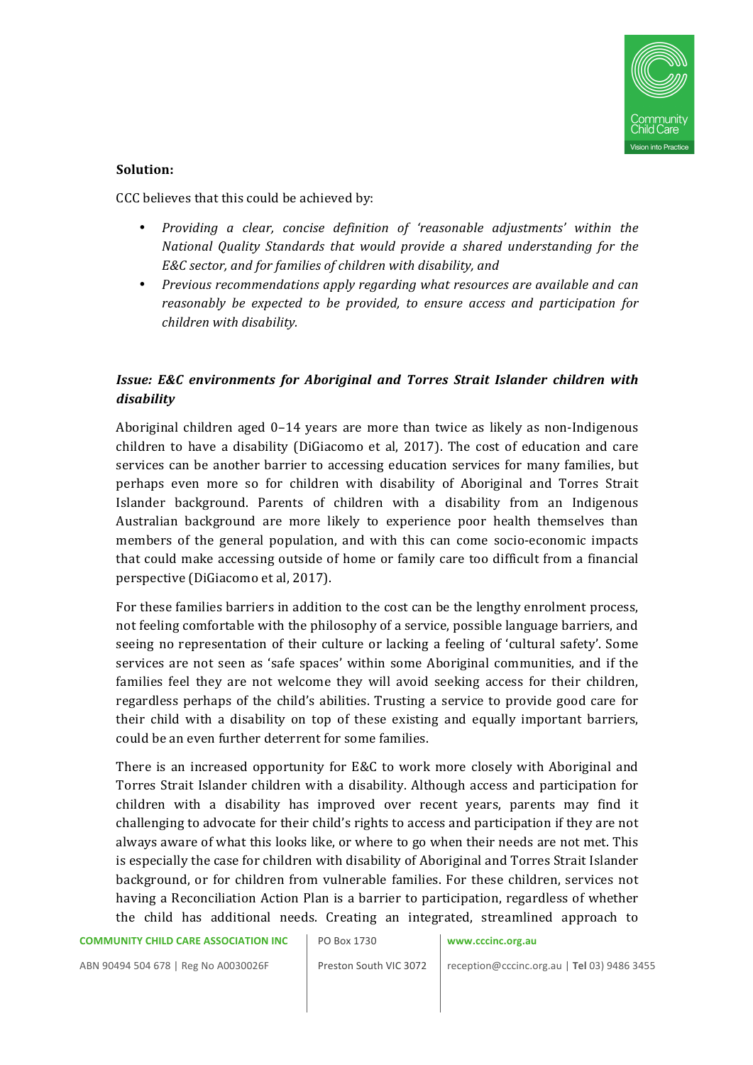**Solution:**

CCC believes that this could be achieved by:

- *Providing a clear, concise definition of 'reasonable adjustments' within the National Quality Standards that would provide a shared understanding for the E&C sector, and for families of children with disability, and*
- *Previous recommendations apply regarding what resources are available and can reasonably be expected to be provided, to ensure access and participation for children with disability.*

***Issue: E&C environments for Aboriginal and Torres Strait Islander children with disability***

Aboriginal children aged 0–14 years are more than twice as likely as non-Indigenous children to have a disability (DiGiacomo et al, 2017). The cost of education and care services can be another barrier to accessing education services for many families, but perhaps even more so for children with disability of Aboriginal and Torres Strait Islander background. Parents of children with a disability from an Indigenous Australian background are more likely to experience poor health themselves than members of the general population, and with this can come socio-economic impacts that could make accessing outside of home or family care too difficult from a financial perspective (DiGiacomo et al, 2017).

For these families barriers in addition to the cost can be the lengthy enrolment process, not feeling comfortable with the philosophy of a service, possible language barriers, and seeing no representation of their culture or lacking a feeling of 'cultural safety'. Some services are not seen as 'safe spaces' within some Aboriginal communities, and if the families feel they are not welcome they will avoid seeking access for their children, regardless perhaps of the child's abilities. Trusting a service to provide good care for their child with a disability on top of these existing and equally important barriers, could be an even further deterrent for some families.

There is an increased opportunity for E&C to work more closely with Aboriginal and Torres Strait Islander children with a disability. Although access and participation for children with a disability has improved over recent years, parents may find it challenging to advocate for their child's rights to access and participation if they are not always aware of what this looks like, or where to go when their needs are not met. This is especially the case for children with disability of Aboriginal and Torres Strait Islander background, or for children from vulnerable families. For these children, services not having a Reconciliation Action Plan is a barrier to participation, regardless of whether the child has additional needs. Creating an integrated, streamlined approach to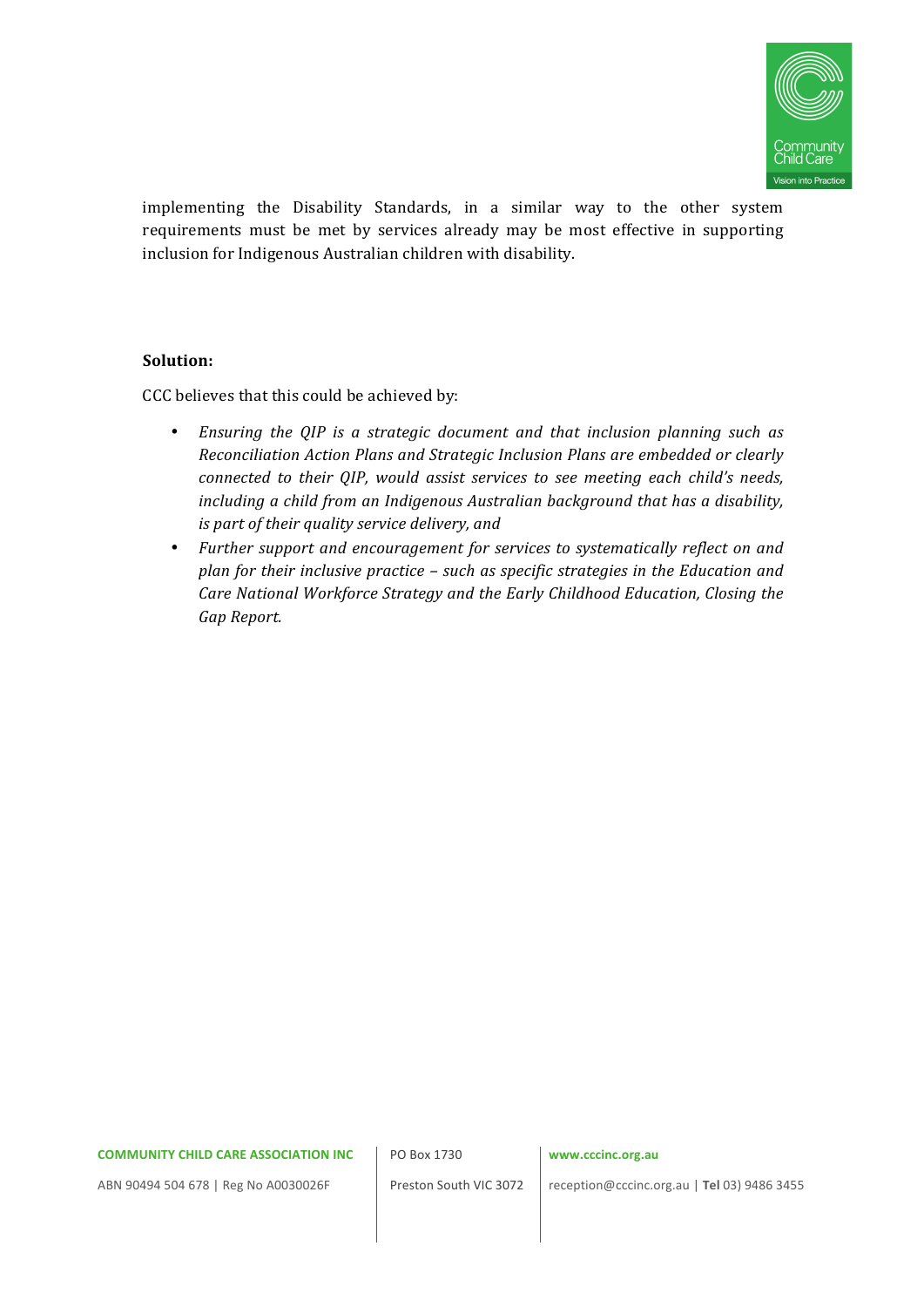implementing the Disability Standards, in a similar way to the other system requirements must be met by services already may be most effective in supporting inclusion for Indigenous Australian children with disability.

**Solution:**

CCC believes that this could be achieved by:

- *Ensuring the QIP is a strategic document and that inclusion planning such as Reconciliation Action Plans and Strategic Inclusion Plans are embedded or clearly connected to their QIP, would assist services to see meeting each child's needs, including a child from an Indigenous Australian background that has a disability, is part of their quality service delivery, and*
- *Further support and encouragement for services to systematically reflect on and plan for their inclusive practice – such as specific strategies in the Education and Care National Workforce Strategy and the Early Childhood Education, Closing the Gap Report.*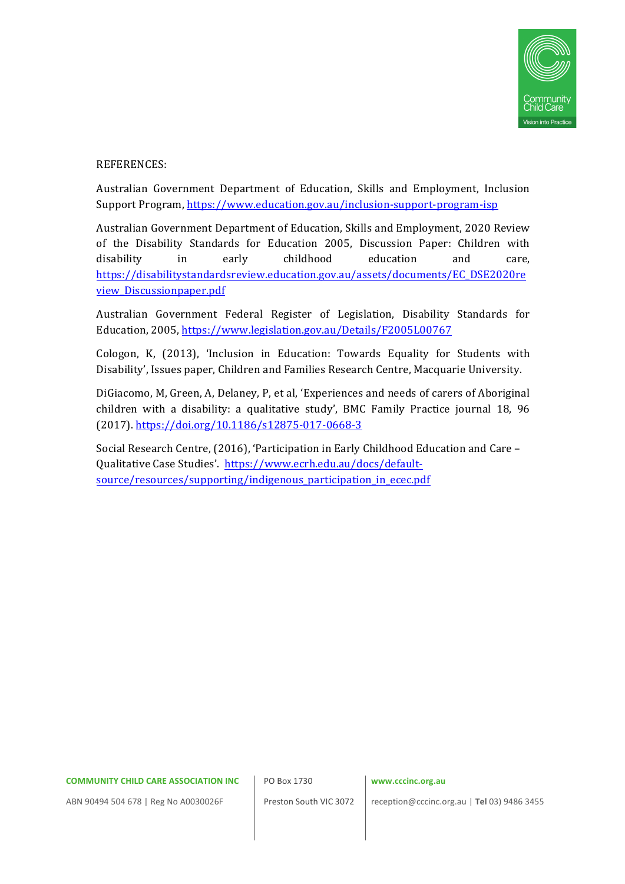REFERENCES:

Australian Government Department of Education, Skills and Employment, Inclusion Support Program, https://www.education.gov.au/inclusion-support-program-isp

Australian Government Department of Education, Skills and Employment, 2020 Review of the Disability Standards for Education 2005, Discussion Paper: Children with disability in early childhood education and care, https://disabilitystandardsreview.education.gov.au/assets/documents/EC_DSE2020review_Discussionpaper.pdf

Australian Government Federal Register of Legislation, Disability Standards for Education, 2005, https://www.legislation.gov.au/Details/F2005L00767

Cologon, K, (2013), 'Inclusion in Education: Towards Equality for Students with Disability', Issues paper, Children and Families Research Centre, Macquarie University.

DiGiacomo, M, Green, A, Delaney, P, et al, 'Experiences and needs of carers of Aboriginal children with a disability: a qualitative study', BMC Family Practice journal 18, 96 (2017). https://doi.org/10.1186/s12875-017-0668-3

Social Research Centre, (2016), 'Participation in Early Childhood Education and Care – Qualitative Case Studies'. https://www.ecrh.edu.au/docs/default-source/resources/supporting/indigenous_participation_in_ecec.pdf